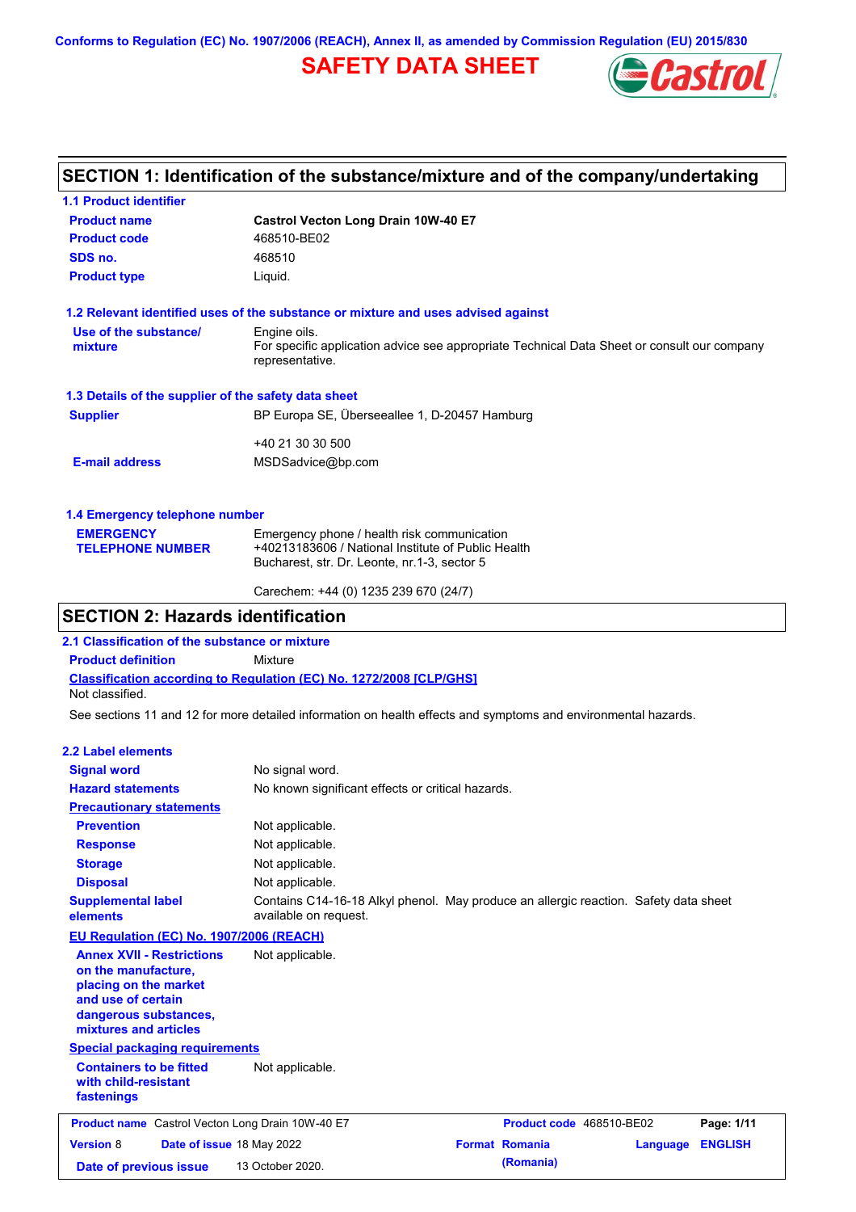Conforms to Regulation (EC) No. 1907/2006 (REACH), Annex II, as amended by Commission Regulation (EU) 2015/830

# SAFETY DATA SHEET

## SECTION 1: Identification of the substance/mixture and of the company/undertaking

### 1.1 Product identifier

| | |
|---|---|
| **Product name** | **Castrol Vecton Long Drain 10W-40 E7** |
| **Product code** | 468510-BE02 |
| **SDS no.** | 468510 |
| **Product type** | Liquid. |

### 1.2 Relevant identified uses of the substance or mixture and uses advised against

**Use of the substance/mixture**: Engine oils.
For specific application advice see appropriate Technical Data Sheet or consult our company representative.

### 1.3 Details of the supplier of the safety data sheet

**Supplier**: BP Europa SE, Überseeallee 1, D-20457 Hamburg

+40 21 30 30 500

**E-mail address**: MSDSadvice@bp.com

### 1.4 Emergency telephone number

**EMERGENCY TELEPHONE NUMBER**: Emergency phone / health risk communication
+40213183606 / National Institute of Public Health
Bucharest, str. Dr. Leonte, nr.1-3, sector 5

Carechem: +44 (0) 1235 239 670 (24/7)

## SECTION 2: Hazards identification

### 2.1 Classification of the substance or mixture

**Product definition**: Mixture

**Classification according to Regulation (EC) No. 1272/2008 [CLP/GHS]**

Not classified.

See sections 11 and 12 for more detailed information on health effects and symptoms and environmental hazards.

### 2.2 Label elements

| | |
|---|---|
| **Signal word** | No signal word. |
| **Hazard statements** | No known significant effects or critical hazards. |
| **Precautionary statements** | |
| **Prevention** | Not applicable. |
| **Response** | Not applicable. |
| **Storage** | Not applicable. |
| **Disposal** | Not applicable. |
| **Supplemental label elements** | Contains C14-16-18 Alkyl phenol. May produce an allergic reaction. Safety data sheet available on request. |

**EU Regulation (EC) No. 1907/2006 (REACH)**

**Annex XVII - Restrictions on the manufacture, placing on the market and use of certain dangerous substances, mixtures and articles**: Not applicable.

**Special packaging requirements**

**Containers to be fitted with child-resistant fastenings**: Not applicable.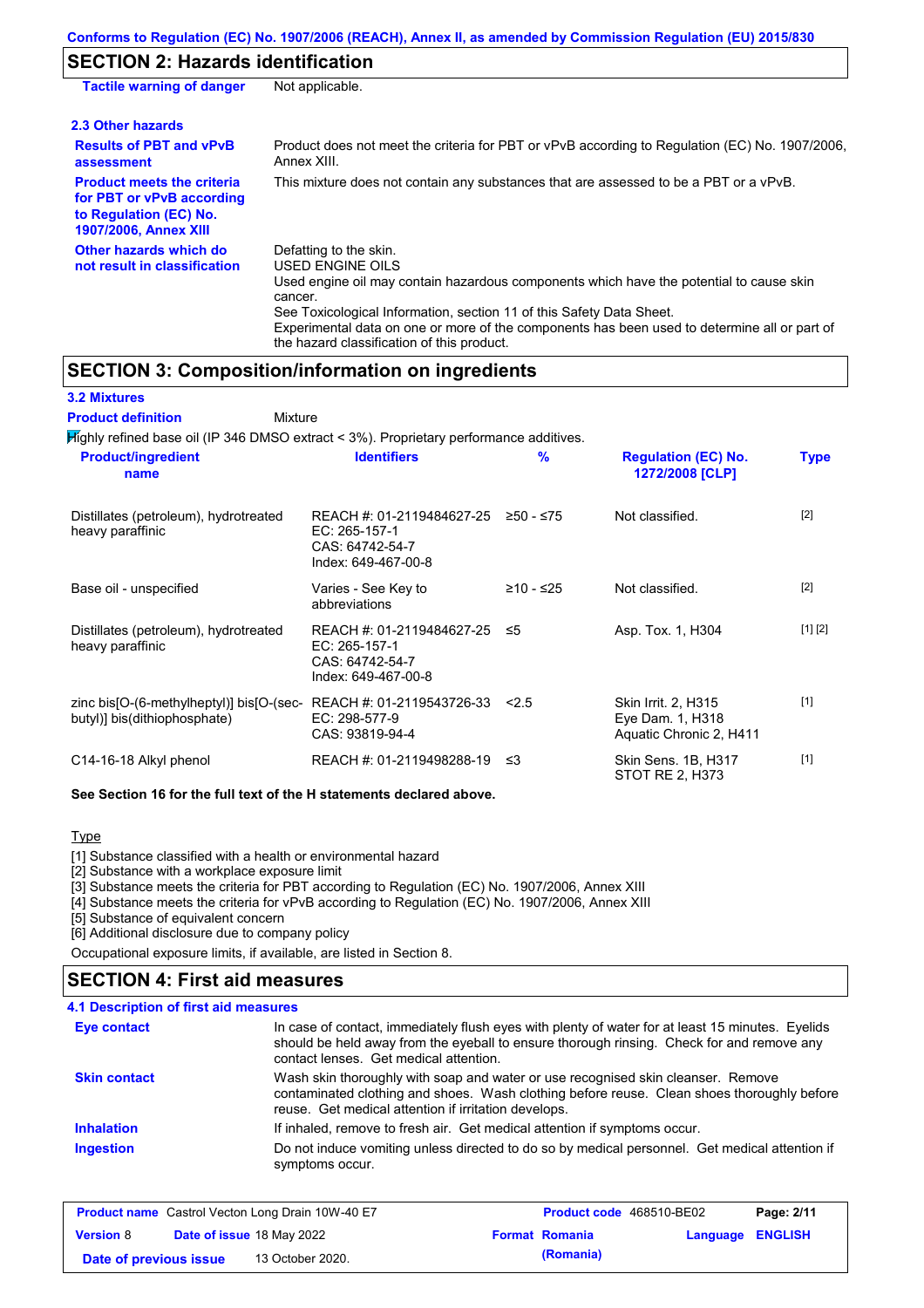Conforms to Regulation (EC) No. 1907/2006 (REACH), Annex II, as amended by Commission Regulation (EU) 2015/830

## SECTION 2: Hazards identification

| | |
|---|---|
| **Tactile warning of danger** | Not applicable. |

### 2.3 Other hazards

| | |
|---|---|
| **Results of PBT and vPvB assessment** | Product does not meet the criteria for PBT or vPvB according to Regulation (EC) No. 1907/2006, Annex XIII. |
| **Product meets the criteria for PBT or vPvB according to Regulation (EC) No. 1907/2006, Annex XIII** | This mixture does not contain any substances that are assessed to be a PBT or a vPvB. |
| **Other hazards which do not result in classification** | Defatting to the skin.<br>USED ENGINE OILS<br>Used engine oil may contain hazardous components which have the potential to cause skin cancer.<br>See Toxicological Information, section 11 of this Safety Data Sheet.<br>Experimental data on one or more of the components has been used to determine all or part of the hazard classification of this product. |

## SECTION 3: Composition/information on ingredients

### 3.2 Mixtures

**Product definition** Mixture

Highly refined base oil (IP 346 DMSO extract < 3%). Proprietary performance additives.

| Product/ingredient name | Identifiers | % | Regulation (EC) No. 1272/2008 [CLP] | Type |
|---|---|---|---|---|
| Distillates (petroleum), hydrotreated heavy paraffinic | REACH #: 01-2119484627-25<br>EC: 265-157-1<br>CAS: 64742-54-7<br>Index: 649-467-00-8 | ≥50 - ≤75 | Not classified. | [2] |
| Base oil - unspecified | Varies - See Key to abbreviations | ≥10 - ≤25 | Not classified. | [2] |
| Distillates (petroleum), hydrotreated heavy paraffinic | REACH #: 01-2119484627-25<br>EC: 265-157-1<br>CAS: 64742-54-7<br>Index: 649-467-00-8 | ≤5 | Asp. Tox. 1, H304 | [1] [2] |
| zinc bis[O-(6-methylheptyl)] bis[O-(sec-butyl)] bis(dithiophosphate) | REACH #: 01-2119543726-33<br>EC: 298-577-9<br>CAS: 93819-94-4 | <2.5 | Skin Irrit. 2, H315<br>Eye Dam. 1, H318<br>Aquatic Chronic 2, H411 | [1] |
| C14-16-18 Alkyl phenol | REACH #: 01-2119498288-19 | ≤3 | Skin Sens. 1B, H317<br>STOT RE 2, H373 | [1] |

**See Section 16 for the full text of the H statements declared above.**

Type

[1] Substance classified with a health or environmental hazard
[2] Substance with a workplace exposure limit
[3] Substance meets the criteria for PBT according to Regulation (EC) No. 1907/2006, Annex XIII
[4] Substance meets the criteria for vPvB according to Regulation (EC) No. 1907/2006, Annex XIII
[5] Substance of equivalent concern
[6] Additional disclosure due to company policy

Occupational exposure limits, if available, are listed in Section 8.

## SECTION 4: First aid measures

### 4.1 Description of first aid measures

| | |
|---|---|
| **Eye contact** | In case of contact, immediately flush eyes with plenty of water for at least 15 minutes. Eyelids should be held away from the eyeball to ensure thorough rinsing. Check for and remove any contact lenses. Get medical attention. |
| **Skin contact** | Wash skin thoroughly with soap and water or use recognised skin cleanser. Remove contaminated clothing and shoes. Wash clothing before reuse. Clean shoes thoroughly before reuse. Get medical attention if irritation develops. |
| **Inhalation** | If inhaled, remove to fresh air. Get medical attention if symptoms occur. |
| **Ingestion** | Do not induce vomiting unless directed to do so by medical personnel. Get medical attention if symptoms occur. |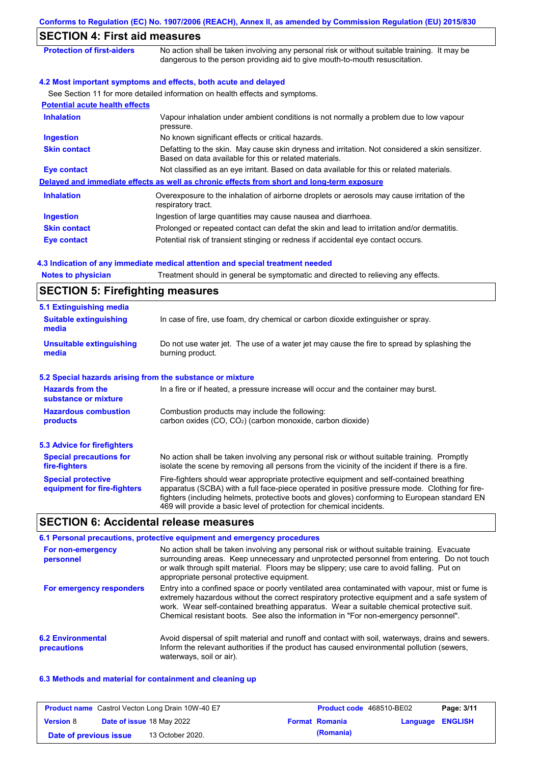## SECTION 4: First aid measures

| | |
|---|---|
| **Protection of first-aiders** | No action shall be taken involving any personal risk or without suitable training. It may be dangerous to the person providing aid to give mouth-to-mouth resuscitation. |

### 4.2 Most important symptoms and effects, both acute and delayed

See Section 11 for more detailed information on health effects and symptoms.

**Potential acute health effects**

| | |
|---|---|
| **Inhalation** | Vapour inhalation under ambient conditions is not normally a problem due to low vapour pressure. |
| **Ingestion** | No known significant effects or critical hazards. |
| **Skin contact** | Defatting to the skin. May cause skin dryness and irritation. Not considered a skin sensitizer. Based on data available for this or related materials. |
| **Eye contact** | Not classified as an eye irritant. Based on data available for this or related materials. |

**Delayed and immediate effects as well as chronic effects from short and long-term exposure**

| | |
|---|---|
| **Inhalation** | Overexposure to the inhalation of airborne droplets or aerosols may cause irritation of the respiratory tract. |
| **Ingestion** | Ingestion of large quantities may cause nausea and diarrhoea. |
| **Skin contact** | Prolonged or repeated contact can defat the skin and lead to irritation and/or dermatitis. |
| **Eye contact** | Potential risk of transient stinging or redness if accidental eye contact occurs. |

### 4.3 Indication of any immediate medical attention and special treatment needed

| | |
|---|---|
| **Notes to physician** | Treatment should in general be symptomatic and directed to relieving any effects. |

## SECTION 5: Firefighting measures

### 5.1 Extinguishing media

| | |
|---|---|
| **Suitable extinguishing media** | In case of fire, use foam, dry chemical or carbon dioxide extinguisher or spray. |
| **Unsuitable extinguishing media** | Do not use water jet. The use of a water jet may cause the fire to spread by splashing the burning product. |

### 5.2 Special hazards arising from the substance or mixture

| | |
|---|---|
| **Hazards from the substance or mixture** | In a fire or if heated, a pressure increase will occur and the container may burst. |
| **Hazardous combustion products** | Combustion products may include the following: carbon oxides (CO, $CO_2$) (carbon monoxide, carbon dioxide) |

### 5.3 Advice for firefighters

| | |
|---|---|
| **Special precautions for fire-fighters** | No action shall be taken involving any personal risk or without suitable training. Promptly isolate the scene by removing all persons from the vicinity of the incident if there is a fire. |
| **Special protective equipment for fire-fighters** | Fire-fighters should wear appropriate protective equipment and self-contained breathing apparatus (SCBA) with a full face-piece operated in positive pressure mode. Clothing for fire-fighters (including helmets, protective boots and gloves) conforming to European standard EN 469 will provide a basic level of protection for chemical incidents. |

## SECTION 6: Accidental release measures

### 6.1 Personal precautions, protective equipment and emergency procedures

| | |
|---|---|
| **For non-emergency personnel** | No action shall be taken involving any personal risk or without suitable training. Evacuate surrounding areas. Keep unnecessary and unprotected personnel from entering. Do not touch or walk through spilt material. Floors may be slippery; use care to avoid falling. Put on appropriate personal protective equipment. |
| **For emergency responders** | Entry into a confined space or poorly ventilated area contaminated with vapour, mist or fume is extremely hazardous without the correct respiratory protective equipment and a safe system of work. Wear self-contained breathing apparatus. Wear a suitable chemical protective suit. Chemical resistant boots. See also the information in "For non-emergency personnel". |

| | |
|---|---|
| **6.2 Environmental precautions** | Avoid dispersal of spilt material and runoff and contact with soil, waterways, drains and sewers. Inform the relevant authorities if the product has caused environmental pollution (sewers, waterways, soil or air). |

### 6.3 Methods and material for containment and cleaning up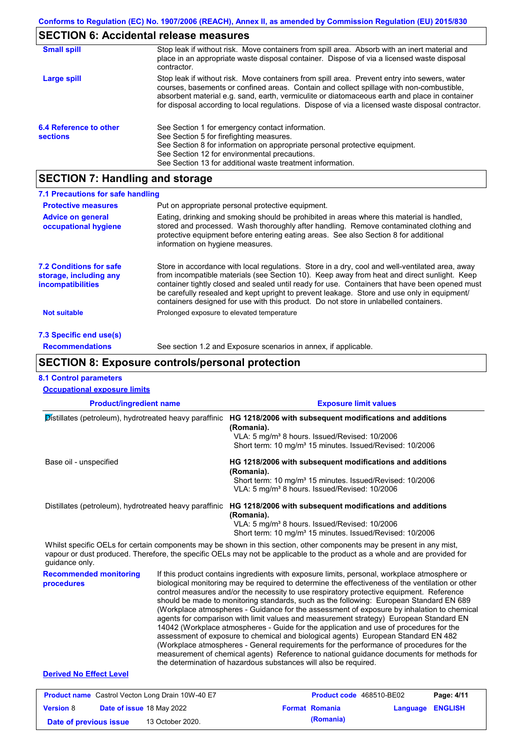## SECTION 6: Accidental release measures

**Small spill**

Stop leak if without risk. Move containers from spill area. Absorb with an inert material and place in an appropriate waste disposal container. Dispose of via a licensed waste disposal contractor.

**Large spill**

Stop leak if without risk. Move containers from spill area. Prevent entry into sewers, water courses, basements or confined areas. Contain and collect spillage with non-combustible, absorbent material e.g. sand, earth, vermiculite or diatomaceous earth and place in container for disposal according to local regulations. Dispose of via a licensed waste disposal contractor.

**6.4 Reference to other sections**

See Section 1 for emergency contact information.
See Section 5 for firefighting measures.
See Section 8 for information on appropriate personal protective equipment.
See Section 12 for environmental precautions.
See Section 13 for additional waste treatment information.

## SECTION 7: Handling and storage

### 7.1 Precautions for safe handling

**Protective measures**

Put on appropriate personal protective equipment.

**Advice on general occupational hygiene**

Eating, drinking and smoking should be prohibited in areas where this material is handled, stored and processed. Wash thoroughly after handling. Remove contaminated clothing and protective equipment before entering eating areas. See also Section 8 for additional information on hygiene measures.

**7.2 Conditions for safe storage, including any incompatibilities**

Store in accordance with local regulations. Store in a dry, cool and well-ventilated area, away from incompatible materials (see Section 10). Keep away from heat and direct sunlight. Keep container tightly closed and sealed until ready for use. Containers that have been opened must be carefully resealed and kept upright to prevent leakage. Store and use only in equipment/ containers designed for use with this product. Do not store in unlabelled containers.

**Not suitable**

Prolonged exposure to elevated temperature

### 7.3 Specific end use(s)

**Recommendations**

See section 1.2 and Exposure scenarios in annex, if applicable.

## SECTION 8: Exposure controls/personal protection

### 8.1 Control parameters

**Occupational exposure limits**

| Product/ingredient name | Exposure limit values |
|---|---|
| Distillates (petroleum), hydrotreated heavy paraffinic | **HG 1218/2006 with subsequent modifications and additions (Romania).** VLA: 5 mg/m³ 8 hours. Issued/Revised: 10/2006 Short term: 10 mg/m³ 15 minutes. Issued/Revised: 10/2006 |
| Base oil - unspecified | **HG 1218/2006 with subsequent modifications and additions (Romania).** Short term: 10 mg/m³ 15 minutes. Issued/Revised: 10/2006 VLA: 5 mg/m³ 8 hours. Issued/Revised: 10/2006 |
| Distillates (petroleum), hydrotreated heavy paraffinic | **HG 1218/2006 with subsequent modifications and additions (Romania).** VLA: 5 mg/m³ 8 hours. Issued/Revised: 10/2006 Short term: 10 mg/m³ 15 minutes. Issued/Revised: 10/2006 |

Whilst specific OELs for certain components may be shown in this section, other components may be present in any mist, vapour or dust produced. Therefore, the specific OELs may not be applicable to the product as a whole and are provided for guidance only.

**Recommended monitoring procedures**

If this product contains ingredients with exposure limits, personal, workplace atmosphere or biological monitoring may be required to determine the effectiveness of the ventilation or other control measures and/or the necessity to use respiratory protective equipment. Reference should be made to monitoring standards, such as the following: European Standard EN 689 (Workplace atmospheres - Guidance for the assessment of exposure by inhalation to chemical agents for comparison with limit values and measurement strategy) European Standard EN 14042 (Workplace atmospheres - Guide for the application and use of procedures for the assessment of exposure to chemical and biological agents) European Standard EN 482 (Workplace atmospheres - General requirements for the performance of procedures for the measurement of chemical agents) Reference to national guidance documents for methods for the determination of hazardous substances will also be required.

**Derived No Effect Level**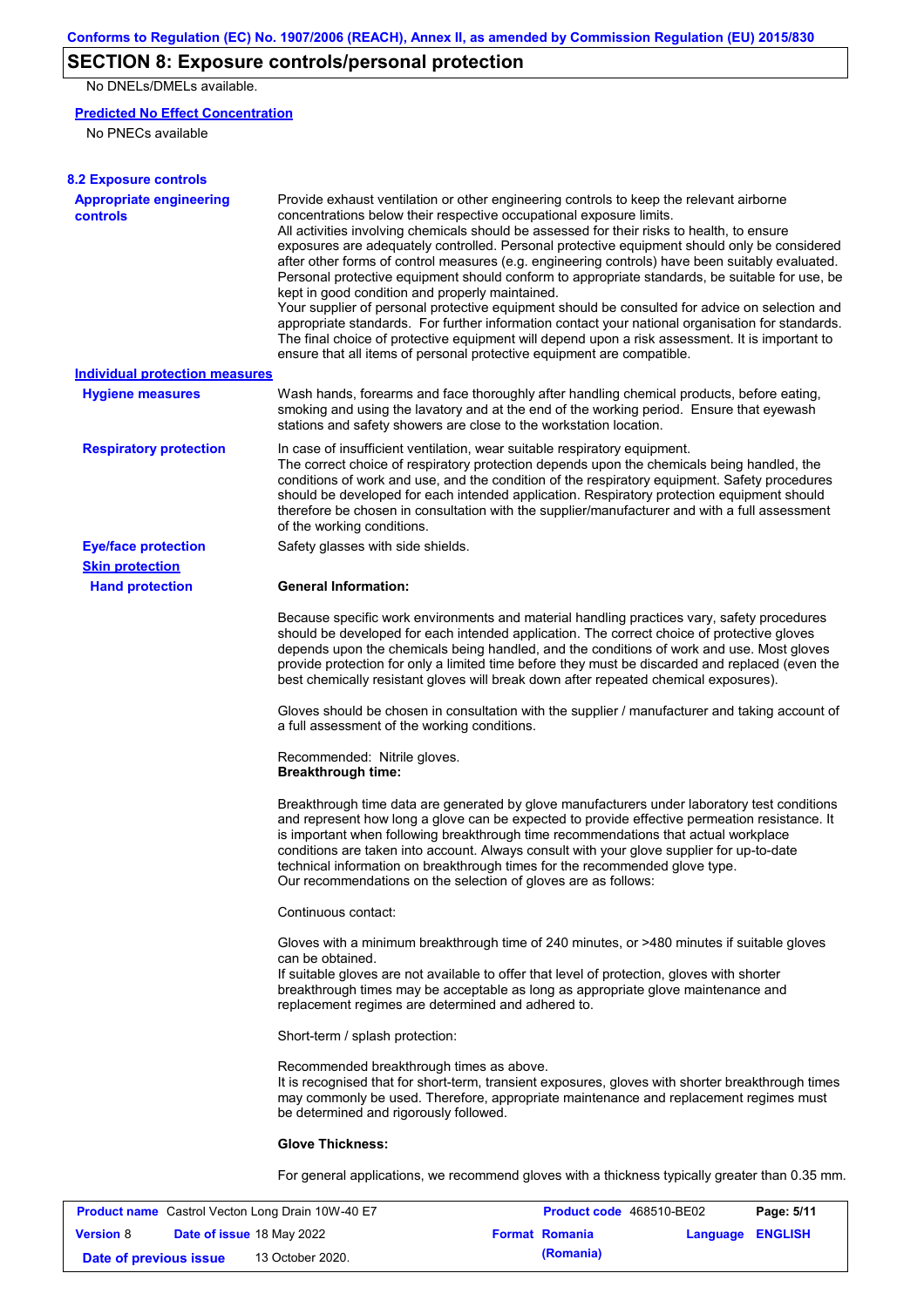## SECTION 8: Exposure controls/personal protection

No DNELs/DMELs available.

**Predicted No Effect Concentration**

No PNECs available

### 8.2 Exposure controls

**Appropriate engineering controls**

Provide exhaust ventilation or other engineering controls to keep the relevant airborne concentrations below their respective occupational exposure limits.
All activities involving chemicals should be assessed for their risks to health, to ensure exposures are adequately controlled. Personal protective equipment should only be considered after other forms of control measures (e.g. engineering controls) have been suitably evaluated. Personal protective equipment should conform to appropriate standards, be suitable for use, be kept in good condition and properly maintained.
Your supplier of personal protective equipment should be consulted for advice on selection and appropriate standards. For further information contact your national organisation for standards.
The final choice of protective equipment will depend upon a risk assessment. It is important to ensure that all items of personal protective equipment are compatible.

**Individual protection measures**

**Hygiene measures**

Wash hands, forearms and face thoroughly after handling chemical products, before eating, smoking and using the lavatory and at the end of the working period. Ensure that eyewash stations and safety showers are close to the workstation location.

**Respiratory protection**

In case of insufficient ventilation, wear suitable respiratory equipment.
The correct choice of respiratory protection depends upon the chemicals being handled, the conditions of work and use, and the condition of the respiratory equipment. Safety procedures should be developed for each intended application. Respiratory protection equipment should therefore be chosen in consultation with the supplier/manufacturer and with a full assessment of the working conditions.

**Eye/face protection**

Safety glasses with side shields.

**Skin protection**

**Hand protection**

**General Information:**

Because specific work environments and material handling practices vary, safety procedures should be developed for each intended application. The correct choice of protective gloves depends upon the chemicals being handled, and the conditions of work and use. Most gloves provide protection for only a limited time before they must be discarded and replaced (even the best chemically resistant gloves will break down after repeated chemical exposures).

Gloves should be chosen in consultation with the supplier / manufacturer and taking account of a full assessment of the working conditions.

Recommended: Nitrile gloves.
**Breakthrough time:**

Breakthrough time data are generated by glove manufacturers under laboratory test conditions and represent how long a glove can be expected to provide effective permeation resistance. It is important when following breakthrough time recommendations that actual workplace conditions are taken into account. Always consult with your glove supplier for up-to-date technical information on breakthrough times for the recommended glove type.
Our recommendations on the selection of gloves are as follows:

Continuous contact:

Gloves with a minimum breakthrough time of 240 minutes, or >480 minutes if suitable gloves can be obtained.
If suitable gloves are not available to offer that level of protection, gloves with shorter breakthrough times may be acceptable as long as appropriate glove maintenance and replacement regimes are determined and adhered to.

Short-term / splash protection:

Recommended breakthrough times as above.
It is recognised that for short-term, transient exposures, gloves with shorter breakthrough times may commonly be used. Therefore, appropriate maintenance and replacement regimes must be determined and rigorously followed.

**Glove Thickness:**

For general applications, we recommend gloves with a thickness typically greater than 0.35 mm.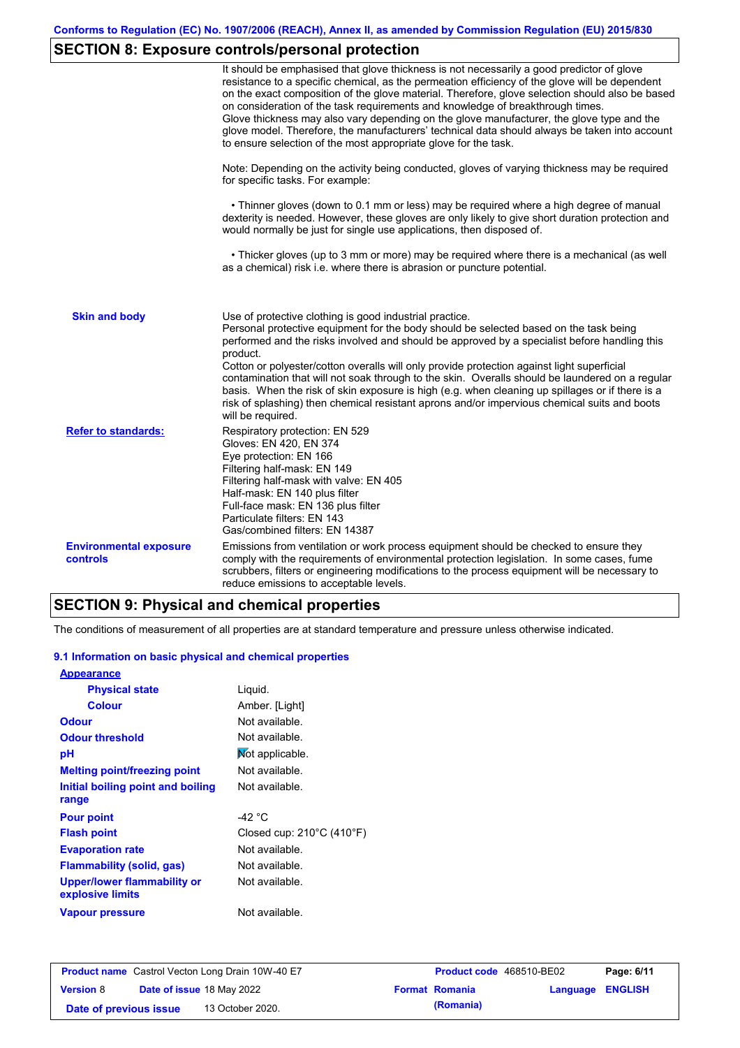## SECTION 8: Exposure controls/personal protection

It should be emphasised that glove thickness is not necessarily a good predictor of glove resistance to a specific chemical, as the permeation efficiency of the glove will be dependent on the exact composition of the glove material. Therefore, glove selection should also be based on consideration of the task requirements and knowledge of breakthrough times.
Glove thickness may also vary depending on the glove manufacturer, the glove type and the glove model. Therefore, the manufacturers' technical data should always be taken into account to ensure selection of the most appropriate glove for the task.

Note: Depending on the activity being conducted, gloves of varying thickness may be required for specific tasks. For example:

• Thinner gloves (down to 0.1 mm or less) may be required where a high degree of manual dexterity is needed. However, these gloves are only likely to give short duration protection and would normally be just for single use applications, then disposed of.

• Thicker gloves (up to 3 mm or more) may be required where there is a mechanical (as well as a chemical) risk i.e. where there is abrasion or puncture potential.

**Skin and body**

Use of protective clothing is good industrial practice.
Personal protective equipment for the body should be selected based on the task being performed and the risks involved and should be approved by a specialist before handling this product.
Cotton or polyester/cotton overalls will only provide protection against light superficial contamination that will not soak through to the skin. Overalls should be laundered on a regular basis. When the risk of skin exposure is high (e.g. when cleaning up spillages or if there is a risk of splashing) then chemical resistant aprons and/or impervious chemical suits and boots will be required.

**Refer to standards:**

Respiratory protection: EN 529
Gloves: EN 420, EN 374
Eye protection: EN 166
Filtering half-mask: EN 149
Filtering half-mask with valve: EN 405
Half-mask: EN 140 plus filter
Full-face mask: EN 136 plus filter
Particulate filters: EN 143
Gas/combined filters: EN 14387

**Environmental exposure controls**

Emissions from ventilation or work process equipment should be checked to ensure they comply with the requirements of environmental protection legislation. In some cases, fume scrubbers, filters or engineering modifications to the process equipment will be necessary to reduce emissions to acceptable levels.

## SECTION 9: Physical and chemical properties

The conditions of measurement of all properties are at standard temperature and pressure unless otherwise indicated.

### 9.1 Information on basic physical and chemical properties

**Appearance**

| Property | Value |
|---|---|
| Physical state | Liquid. |
| Colour | Amber. [Light] |
| Odour | Not available. |
| Odour threshold | Not available. |
| pH | Not applicable. |
| Melting point/freezing point | Not available. |
| Initial boiling point and boiling range | Not available. |
| Pour point | -42 °C |
| Flash point | Closed cup: 210°C (410°F) |
| Evaporation rate | Not available. |
| Flammability (solid, gas) | Not available. |
| Upper/lower flammability or explosive limits | Not available. |
| Vapour pressure | Not available. |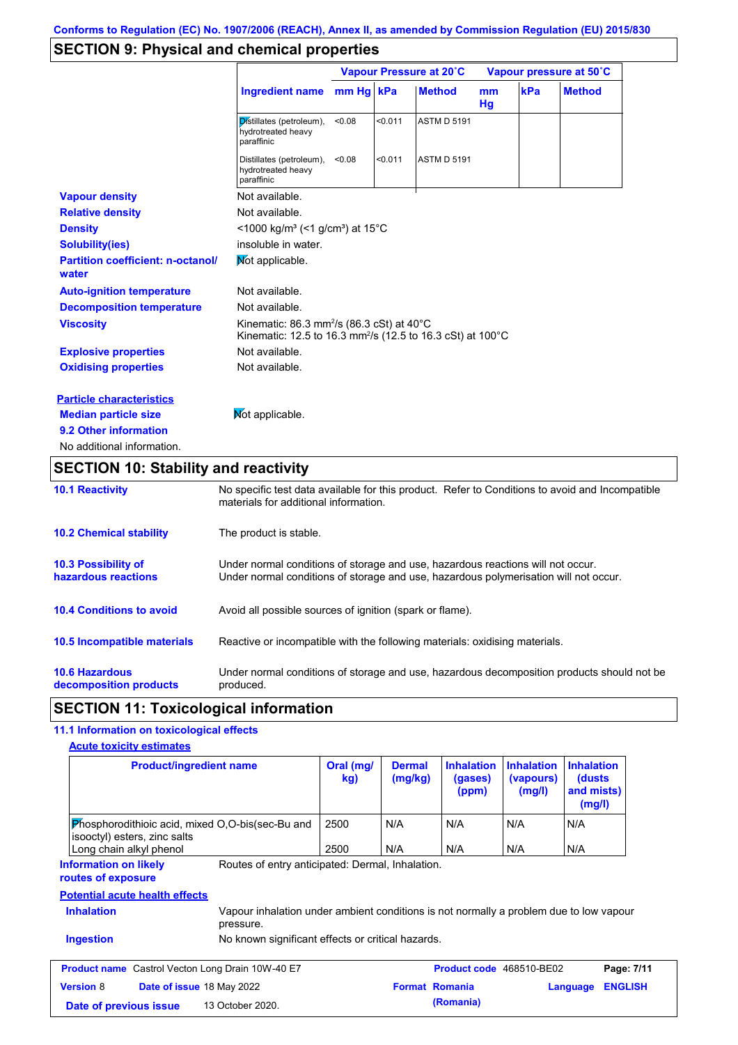Conforms to Regulation (EC) No. 1907/2006 (REACH), Annex II, as amended by Commission Regulation (EU) 2015/830

## SECTION 9: Physical and chemical properties

| Ingredient name | Vapour Pressure at 20˚C mm Hg | kPa | Method | Vapour pressure at 50˚C mm Hg | kPa | Method |
|---|---|---|---|---|---|---|
| Distillates (petroleum), hydrotreated heavy paraffinic | <0.08 | <0.011 | ASTM D 5191 | | | |
| Distillates (petroleum), hydrotreated heavy paraffinic | <0.08 | <0.011 | ASTM D 5191 | | | |

**Vapour density** Not available.

**Relative density** Not available.

**Density** <1000 kg/m³ (<1 g/cm³) at 15°C

**Solubility(ies)** insoluble in water.

**Partition coefficient: n-octanol/ water** Not applicable.

**Auto-ignition temperature** Not available.

**Decomposition temperature** Not available.

**Viscosity** Kinematic: 86.3 mm²/s (86.3 cSt) at 40°C
Kinematic: 12.5 to 16.3 mm²/s (12.5 to 16.3 cSt) at 100°C

**Explosive properties** Not available.

**Oxidising properties** Not available.

**Particle characteristics**

**Median particle size** Not applicable.

**9.2 Other information**

No additional information.

## SECTION 10: Stability and reactivity

**10.1 Reactivity** No specific test data available for this product. Refer to Conditions to avoid and Incompatible materials for additional information.

**10.2 Chemical stability** The product is stable.

**10.3 Possibility of hazardous reactions** Under normal conditions of storage and use, hazardous reactions will not occur.
Under normal conditions of storage and use, hazardous polymerisation will not occur.

**10.4 Conditions to avoid** Avoid all possible sources of ignition (spark or flame).

**10.5 Incompatible materials** Reactive or incompatible with the following materials: oxidising materials.

**10.6 Hazardous decomposition products** Under normal conditions of storage and use, hazardous decomposition products should not be produced.

## SECTION 11: Toxicological information

**11.1 Information on toxicological effects**

**Acute toxicity estimates**

| Product/ingredient name | Oral (mg/kg) | Dermal (mg/kg) | Inhalation (gases) (ppm) | Inhalation (vapours) (mg/l) | Inhalation (dusts and mists) (mg/l) |
|---|---|---|---|---|---|
| Phosphorodithioic acid, mixed O,O-bis(sec-Bu and isooctyl) esters, zinc salts | 2500 | N/A | N/A | N/A | N/A |
| Long chain alkyl phenol | 2500 | N/A | N/A | N/A | N/A |

**Information on likely routes of exposure** Routes of entry anticipated: Dermal, Inhalation.

**Potential acute health effects**

**Inhalation** Vapour inhalation under ambient conditions is not normally a problem due to low vapour pressure.

**Ingestion** No known significant effects or critical hazards.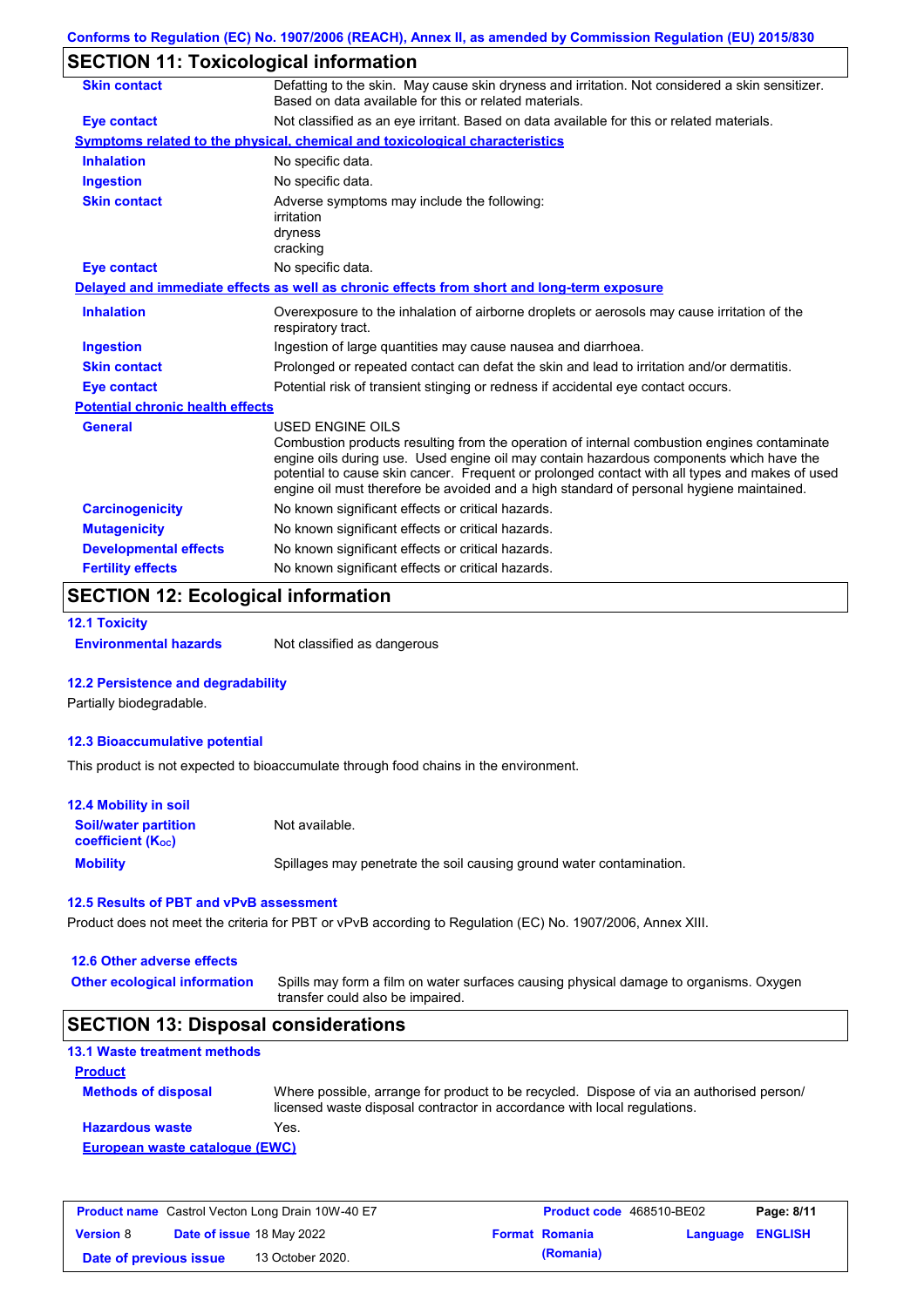## SECTION 11: Toxicological information

| | |
|---|---|
| **Skin contact** | Defatting to the skin. May cause skin dryness and irritation. Not considered a skin sensitizer. Based on data available for this or related materials. |
| **Eye contact** | Not classified as an eye irritant. Based on data available for this or related materials. |

**Symptoms related to the physical, chemical and toxicological characteristics**

| | |
|---|---|
| **Inhalation** | No specific data. |
| **Ingestion** | No specific data. |
| **Skin contact** | Adverse symptoms may include the following:<br>irritation<br>dryness<br>cracking |
| **Eye contact** | No specific data. |

**Delayed and immediate effects as well as chronic effects from short and long-term exposure**

| | |
|---|---|
| **Inhalation** | Overexposure to the inhalation of airborne droplets or aerosols may cause irritation of the respiratory tract. |
| **Ingestion** | Ingestion of large quantities may cause nausea and diarrhoea. |
| **Skin contact** | Prolonged or repeated contact can defat the skin and lead to irritation and/or dermatitis. |
| **Eye contact** | Potential risk of transient stinging or redness if accidental eye contact occurs. |

**Potential chronic health effects**

| | |
|---|---|
| **General** | USED ENGINE OILS<br>Combustion products resulting from the operation of internal combustion engines contaminate engine oils during use. Used engine oil may contain hazardous components which have the potential to cause skin cancer. Frequent or prolonged contact with all types and makes of used engine oil must therefore be avoided and a high standard of personal hygiene maintained. |
| **Carcinogenicity** | No known significant effects or critical hazards. |
| **Mutagenicity** | No known significant effects or critical hazards. |
| **Developmental effects** | No known significant effects or critical hazards. |
| **Fertility effects** | No known significant effects or critical hazards. |

## SECTION 12: Ecological information

### 12.1 Toxicity

**Environmental hazards** Not classified as dangerous

### 12.2 Persistence and degradability

Partially biodegradable.

### 12.3 Bioaccumulative potential

This product is not expected to bioaccumulate through food chains in the environment.

### 12.4 Mobility in soil

| | |
|---|---|
| **Soil/water partition coefficient ($K_{OC}$)** | Not available. |
| **Mobility** | Spillages may penetrate the soil causing ground water contamination. |

### 12.5 Results of PBT and vPvB assessment

Product does not meet the criteria for PBT or vPvB according to Regulation (EC) No. 1907/2006, Annex XIII.

### 12.6 Other adverse effects

**Other ecological information** Spills may form a film on water surfaces causing physical damage to organisms. Oxygen transfer could also be impaired.

## SECTION 13: Disposal considerations

### 13.1 Waste treatment methods

**Product**

| | |
|---|---|
| **Methods of disposal** | Where possible, arrange for product to be recycled. Dispose of via an authorised person/ licensed waste disposal contractor in accordance with local regulations. |
| **Hazardous waste** | Yes. |

**European waste catalogue (EWC)**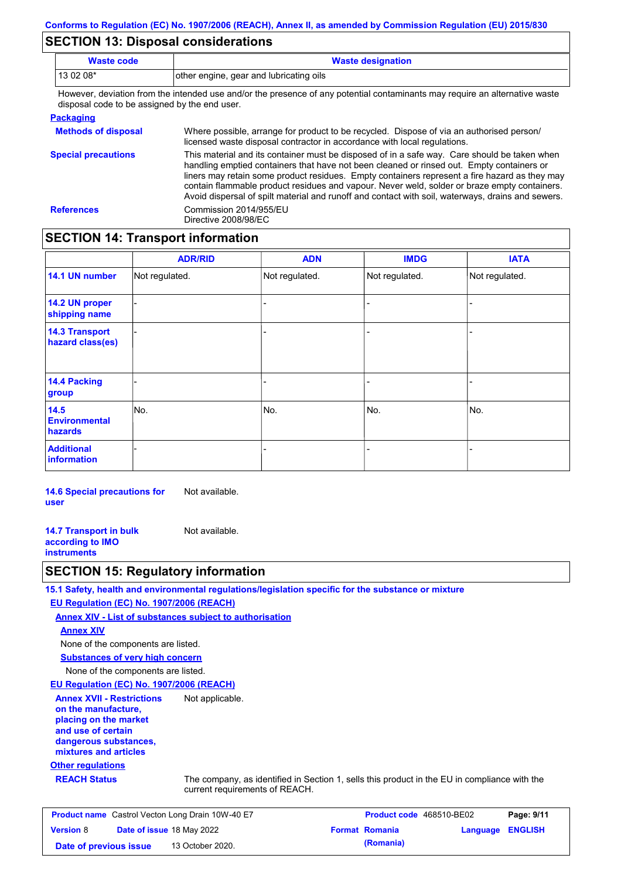## SECTION 13: Disposal considerations

| Waste code | Waste designation |
| --- | --- |
| 13 02 08* | other engine, gear and lubricating oils |

However, deviation from the intended use and/or the presence of any potential contaminants may require an alternative waste disposal code to be assigned by the end user.

**Packaging**

**Methods of disposal**: Where possible, arrange for product to be recycled. Dispose of via an authorised person/ licensed waste disposal contractor in accordance with local regulations.

**Special precautions**: This material and its container must be disposed of in a safe way. Care should be taken when handling emptied containers that have not been cleaned or rinsed out. Empty containers or liners may retain some product residues. Empty containers represent a fire hazard as they may contain flammable product residues and vapour. Never weld, solder or braze empty containers. Avoid dispersal of spilt material and runoff and contact with soil, waterways, drains and sewers.

**References**: Commission 2014/955/EU
Directive 2008/98/EC

## SECTION 14: Transport information

| | ADR/RID | ADN | IMDG | IATA |
| --- | --- | --- | --- | --- |
| **14.1 UN number** | Not regulated. | Not regulated. | Not regulated. | Not regulated. |
| **14.2 UN proper shipping name** | - | - | - | - |
| **14.3 Transport hazard class(es)** | - | - | - | - |
| **14.4 Packing group** | - | - | - | - |
| **14.5 Environmental hazards** | No. | No. | No. | No. |
| **Additional information** | - | - | - | - |

**14.6 Special precautions for user**: Not available.

**14.7 Transport in bulk according to IMO instruments**: Not available.

## SECTION 15: Regulatory information

**15.1 Safety, health and environmental regulations/legislation specific for the substance or mixture**

**EU Regulation (EC) No. 1907/2006 (REACH)**

**Annex XIV - List of substances subject to authorisation**

**Annex XIV**

None of the components are listed.

**Substances of very high concern**

None of the components are listed.

**EU Regulation (EC) No. 1907/2006 (REACH)**

**Annex XVII - Restrictions on the manufacture, placing on the market and use of certain dangerous substances, mixtures and articles**: Not applicable.

**Other regulations**

**REACH Status**: The company, as identified in Section 1, sells this product in the EU in compliance with the current requirements of REACH.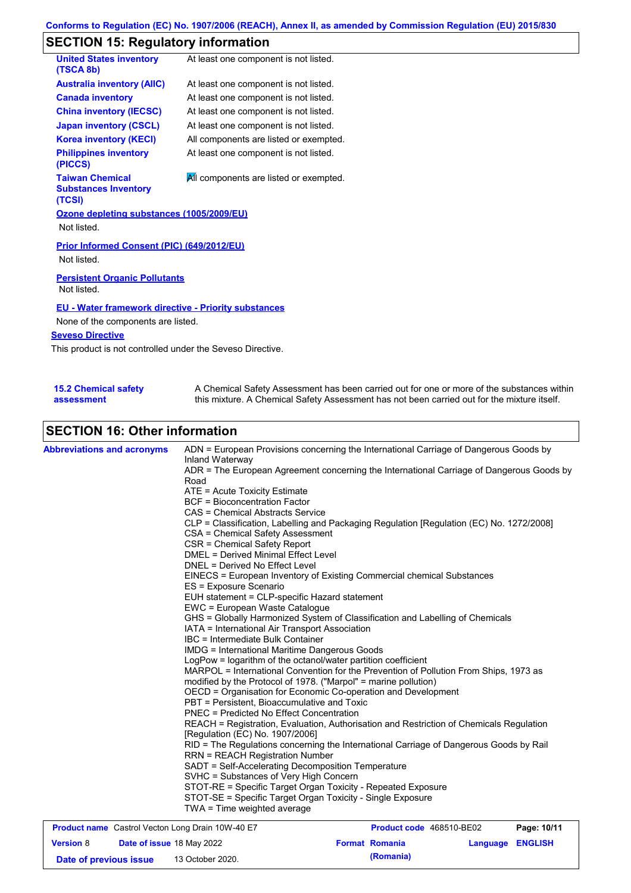## SECTION 15: Regulatory information

| | |
|---|---|
| **United States inventory (TSCA 8b)** | At least one component is not listed. |
| **Australia inventory (AIIC)** | At least one component is not listed. |
| **Canada inventory** | At least one component is not listed. |
| **China inventory (IECSC)** | At least one component is not listed. |
| **Japan inventory (CSCL)** | At least one component is not listed. |
| **Korea inventory (KECI)** | All components are listed or exempted. |
| **Philippines inventory (PICCS)** | At least one component is not listed. |
| **Taiwan Chemical Substances Inventory (TCSI)** | All components are listed or exempted. |

**Ozone depleting substances (1005/2009/EU)**

Not listed.

**Prior Informed Consent (PIC) (649/2012/EU)**

Not listed.

**Persistent Organic Pollutants**

Not listed.

**EU - Water framework directive - Priority substances**

None of the components are listed.

**Seveso Directive**

This product is not controlled under the Seveso Directive.

**15.2 Chemical safety assessment**

A Chemical Safety Assessment has been carried out for one or more of the substances within this mixture. A Chemical Safety Assessment has not been carried out for the mixture itself.

## SECTION 16: Other information

**Abbreviations and acronyms**

ADN = European Provisions concerning the International Carriage of Dangerous Goods by Inland Waterway
ADR = The European Agreement concerning the International Carriage of Dangerous Goods by Road
ATE = Acute Toxicity Estimate
BCF = Bioconcentration Factor
CAS = Chemical Abstracts Service
CLP = Classification, Labelling and Packaging Regulation [Regulation (EC) No. 1272/2008]
CSA = Chemical Safety Assessment
CSR = Chemical Safety Report
DMEL = Derived Minimal Effect Level
DNEL = Derived No Effect Level
EINECS = European Inventory of Existing Commercial chemical Substances
ES = Exposure Scenario
EUH statement = CLP-specific Hazard statement
EWC = European Waste Catalogue
GHS = Globally Harmonized System of Classification and Labelling of Chemicals
IATA = International Air Transport Association
IBC = Intermediate Bulk Container
IMDG = International Maritime Dangerous Goods
LogPow = logarithm of the octanol/water partition coefficient
MARPOL = International Convention for the Prevention of Pollution From Ships, 1973 as modified by the Protocol of 1978. ("Marpol" = marine pollution)
OECD = Organisation for Economic Co-operation and Development
PBT = Persistent, Bioaccumulative and Toxic
PNEC = Predicted No Effect Concentration
REACH = Registration, Evaluation, Authorisation and Restriction of Chemicals Regulation [Regulation (EC) No. 1907/2006]
RID = The Regulations concerning the International Carriage of Dangerous Goods by Rail
RRN = REACH Registration Number
SADT = Self-Accelerating Decomposition Temperature
SVHC = Substances of Very High Concern
STOT-RE = Specific Target Organ Toxicity - Repeated Exposure
STOT-SE = Specific Target Organ Toxicity - Single Exposure
TWA = Time weighted average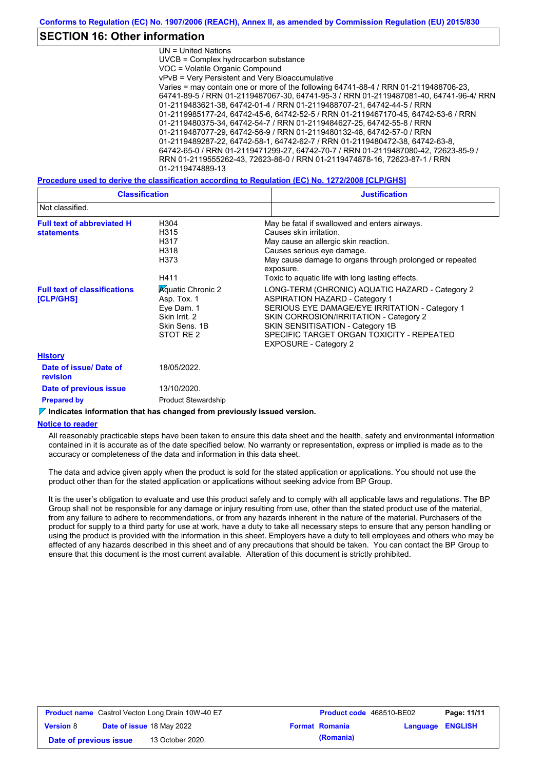## SECTION 16: Other information

UN = United Nations
UVCB = Complex hydrocarbon substance
VOC = Volatile Organic Compound
vPvB = Very Persistent and Very Bioaccumulative
Varies = may contain one or more of the following 64741-88-4 / RRN 01-2119488706-23, 64741-89-5 / RRN 01-2119487067-30, 64741-95-3 / RRN 01-2119487081-40, 64741-96-4/ RRN 01-2119483621-38, 64742-01-4 / RRN 01-2119488707-21, 64742-44-5 / RRN 01-2119985177-24, 64742-45-6, 64742-52-5 / RRN 01-2119467170-45, 64742-53-6 / RRN 01-2119480375-34, 64742-54-7 / RRN 01-2119484627-25, 64742-55-8 / RRN 01-2119487077-29, 64742-56-9 / RRN 01-2119480132-48, 64742-57-0 / RRN 01-2119489287-22, 64742-58-1, 64742-62-7 / RRN 01-2119480472-38, 64742-63-8, 64742-65-0 / RRN 01-2119471299-27, 64742-70-7 / RRN 01-2119487080-42, 72623-85-9 / RRN 01-2119555262-43, 72623-86-0 / RRN 01-2119474878-16, 72623-87-1 / RRN 01-2119474889-13

**Procedure used to derive the classification according to Regulation (EC) No. 1272/2008 [CLP/GHS]**

| Classification | Justification |
|---|---|
| Not classified. | |

**Full text of abbreviated H statements**

| | | |
|---|---|---|
| H304 | May be fatal if swallowed and enters airways. |
| H315 | Causes skin irritation. |
| H317 | May cause an allergic skin reaction. |
| H318 | Causes serious eye damage. |
| H373 | May cause damage to organs through prolonged or repeated exposure. |
| H411 | Toxic to aquatic life with long lasting effects. |

**Full text of classifications [CLP/GHS]**

| | |
|---|---|
| Aquatic Chronic 2 | LONG-TERM (CHRONIC) AQUATIC HAZARD - Category 2 |
| Asp. Tox. 1 | ASPIRATION HAZARD - Category 1 |
| Eye Dam. 1 | SERIOUS EYE DAMAGE/EYE IRRITATION - Category 1 |
| Skin Irrit. 2 | SKIN CORROSION/IRRITATION - Category 2 |
| Skin Sens. 1B | SKIN SENSITISATION - Category 1B |
| STOT RE 2 | SPECIFIC TARGET ORGAN TOXICITY - REPEATED EXPOSURE - Category 2 |

**History**

**Date of issue/ Date of revision**: 18/05/2022.

**Date of previous issue**: 13/10/2020.

**Prepared by**: Product Stewardship

**Indicates information that has changed from previously issued version.**

**Notice to reader**

All reasonably practicable steps have been taken to ensure this data sheet and the health, safety and environmental information contained in it is accurate as of the date specified below. No warranty or representation, express or implied is made as to the accuracy or completeness of the data and information in this data sheet.

The data and advice given apply when the product is sold for the stated application or applications. You should not use the product other than for the stated application or applications without seeking advice from BP Group.

It is the user's obligation to evaluate and use this product safely and to comply with all applicable laws and regulations. The BP Group shall not be responsible for any damage or injury resulting from use, other than the stated product use of the material, from any failure to adhere to recommendations, or from any hazards inherent in the nature of the material. Purchasers of the product for supply to a third party for use at work, have a duty to take all necessary steps to ensure that any person handling or using the product is provided with the information in this sheet. Employers have a duty to tell employees and others who may be affected of any hazards described in this sheet and of any precautions that should be taken. You can contact the BP Group to ensure that this document is the most current available. Alteration of this document is strictly prohibited.